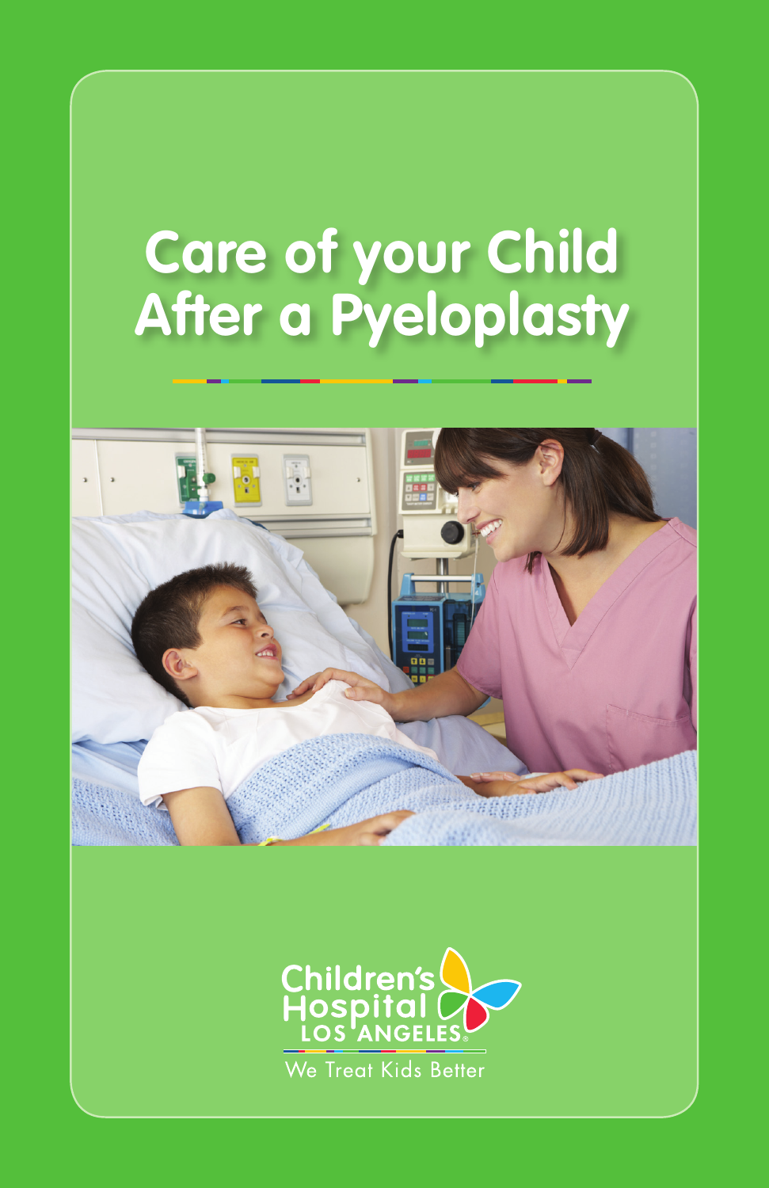# Care of your Child After a Pyeloplasty

Children's Hospital LOS ANGELES

We Treat Kids Better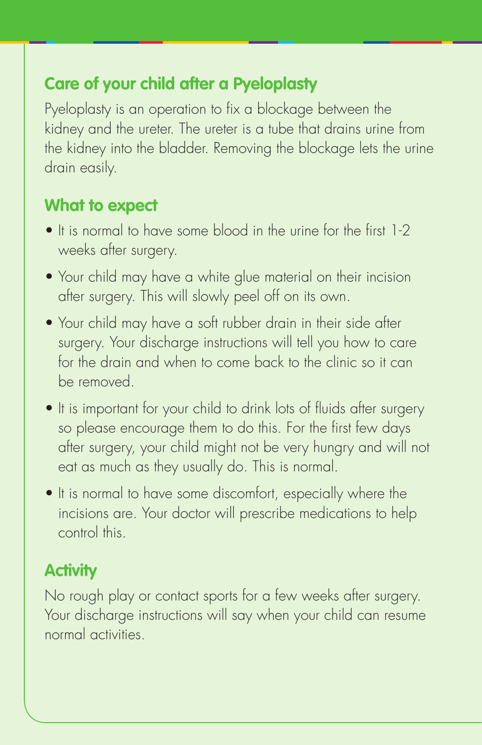## Care of your child after a Pyeloplasty

Pyeloplasty is an operation to fix a blockage between the kidney and the ureter. The ureter is a tube that drains urine from the kidney into the bladder. Removing the blockage lets the urine drain easily.

## What to expect

- It is normal to have some blood in the urine for the first 1-2 weeks after surgery.
- Your child may have a white glue material on their incision after surgery. This will slowly peel off on its own.
- Your child may have a soft rubber drain in their side after surgery. Your discharge instructions will tell you how to care for the drain and when to come back to the clinic so it can be removed.
- It is important for your child to drink lots of fluids after surgery so please encourage them to do this. For the first few days after surgery, your child might not be very hungry and will not eat as much as they usually do. This is normal.
- It is normal to have some discomfort, especially where the incisions are. Your doctor will prescribe medications to help control this.

## Activity

No rough play or contact sports for a few weeks after surgery. Your discharge instructions will say when your child can resume normal activities.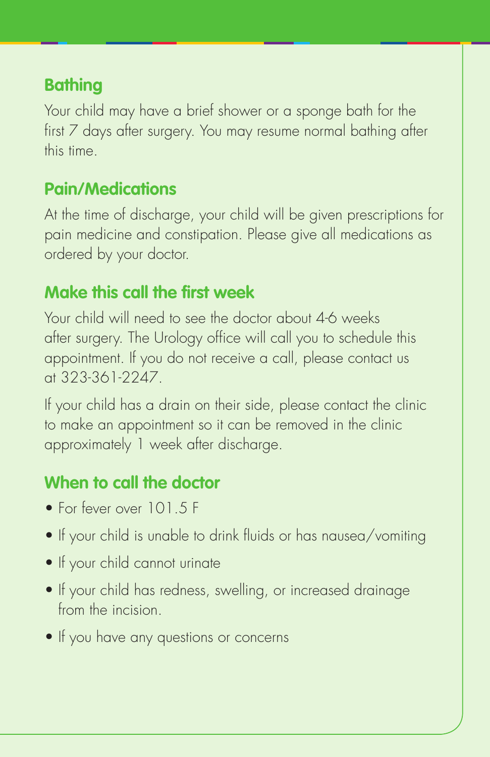## Bathing

Your child may have a brief shower or a sponge bath for the first 7 days after surgery. You may resume normal bathing after this time.

## Pain/Medications

At the time of discharge, your child will be given prescriptions for pain medicine and constipation. Please give all medications as ordered by your doctor.

## Make this call the first week

Your child will need to see the doctor about 4-6 weeks after surgery. The Urology office will call you to schedule this appointment. If you do not receive a call, please contact us at 323-361-2247.

If your child has a drain on their side, please contact the clinic to make an appointment so it can be removed in the clinic approximately 1 week after discharge.

## When to call the doctor

- For fever over 101.5 F
- If your child is unable to drink fluids or has nausea/vomiting
- If your child cannot urinate
- If your child has redness, swelling, or increased drainage from the incision.
- If you have any questions or concerns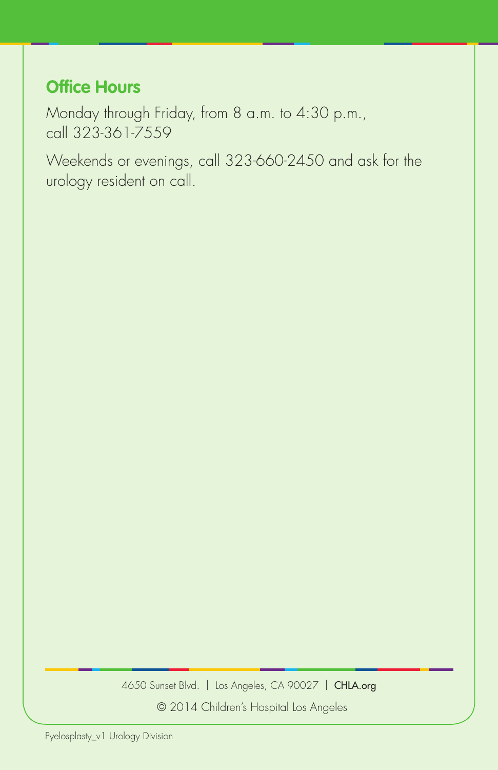## Office Hours

Monday through Friday, from 8 a.m. to 4:30 p.m., call 323-361-7559

Weekends or evenings, call 323-660-2450 and ask for the urology resident on call.

4650 Sunset Blvd. | Los Angeles, CA 90027 | CHLA.org

© 2014 Children's Hospital Los Angeles

Pyelosplasty_v1 Urology Division